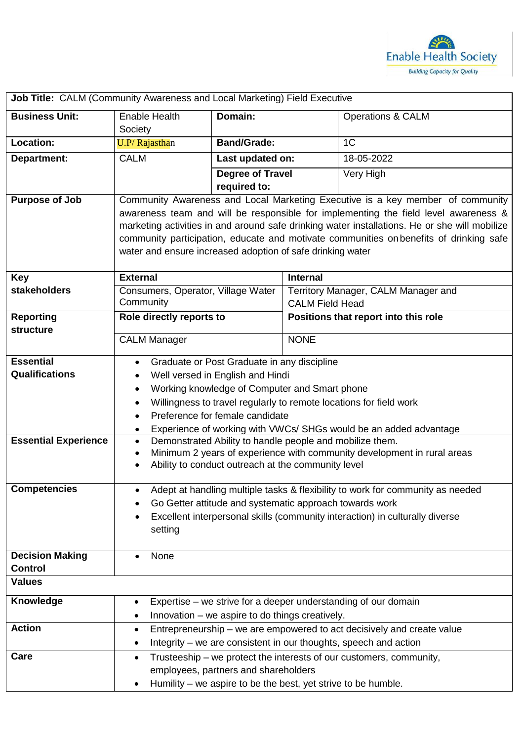Enable Health Society
*Building Capacity for Quality*

| **Job Title:** CALM (Community Awareness and Local Marketing) Field Executive | | | |
|---|---|---|---|
| **Business Unit:** | Enable Health Society | **Domain:** | Operations & CALM |
| **Location:** | U.P/ Rajasthan | **Band/Grade:** | 1C |
| **Department:** | CALM | **Last updated on:** | 18-05-2022 |
| | | **Degree of Travel required to:** | Very High |
| **Purpose of Job** | Community Awareness and Local Marketing Executive is a key member of community awareness team and will be responsible for implementing the field level awareness & marketing activities in and around safe drinking water installations. He or she will mobilize community participation, educate and motivate communities on benefits of drinking safe water and ensure increased adoption of safe drinking water | | |
| **Key stakeholders** | **External** | **Internal** | |
| | Consumers, Operator, Village Water Community | Territory Manager, CALM Manager and CALM Field Head | |
| **Reporting structure** | **Role directly reports to** | **Positions that report into this role** | |
| | CALM Manager | NONE | |
| **Essential Qualifications** | • Graduate or Post Graduate in any discipline<br>• Well versed in English and Hindi<br>• Working knowledge of Computer and Smart phone<br>• Willingness to travel regularly to remote locations for field work<br>• Preference for female candidate<br>• Experience of working with VWCs/ SHGs would be an added advantage | | |
| **Essential Experience** | • Demonstrated Ability to handle people and mobilize them.<br>• Minimum 2 years of experience with community development in rural areas<br>• Ability to conduct outreach at the community level | | |
| **Competencies** | • Adept at handling multiple tasks & flexibility to work for community as needed<br>• Go Getter attitude and systematic approach towards work<br>• Excellent interpersonal skills (community interaction) in culturally diverse setting | | |
| **Decision Making Control** | • None | | |
| **Values** | | | |
| **Knowledge** | • Expertise – we strive for a deeper understanding of our domain<br>• Innovation – we aspire to do things creatively. | | |
| **Action** | • Entrepreneurship – we are empowered to act decisively and create value<br>• Integrity – we are consistent in our thoughts, speech and action | | |
| **Care** | • Trusteeship – we protect the interests of our customers, community, employees, partners and shareholders<br>• Humility – we aspire to be the best, yet strive to be humble. | | |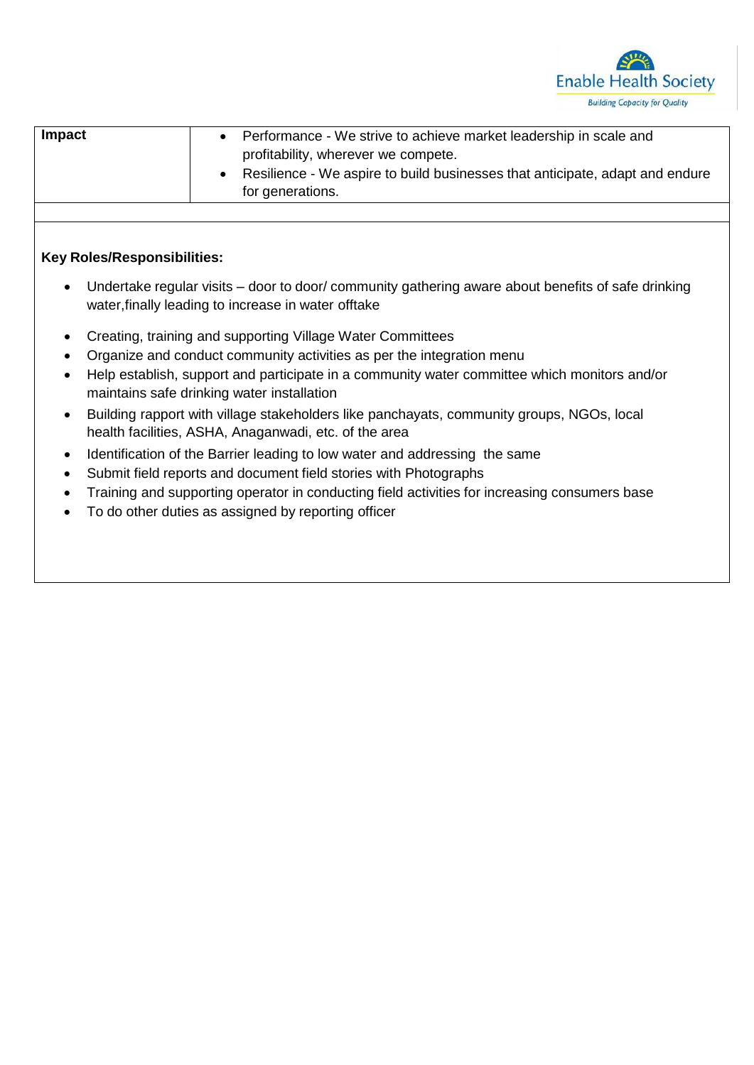| | |
|---|---|
| **Impact** | • Performance - We strive to achieve market leadership in scale and profitability, wherever we compete.<br>• Resilience - We aspire to build businesses that anticipate, adapt and endure for generations. |

**Key Roles/Responsibilities:**

- Undertake regular visits – door to door/ community gathering aware about benefits of safe drinking water,finally leading to increase in water offtake
- Creating, training and supporting Village Water Committees
- Organize and conduct community activities as per the integration menu
- Help establish, support and participate in a community water committee which monitors and/or maintains safe drinking water installation
- Building rapport with village stakeholders like panchayats, community groups, NGOs, local health facilities, ASHA, Anaganwadi, etc. of the area
- Identification of the Barrier leading to low water and addressing the same
- Submit field reports and document field stories with Photographs
- Training and supporting operator in conducting field activities for increasing consumers base
- To do other duties as assigned by reporting officer